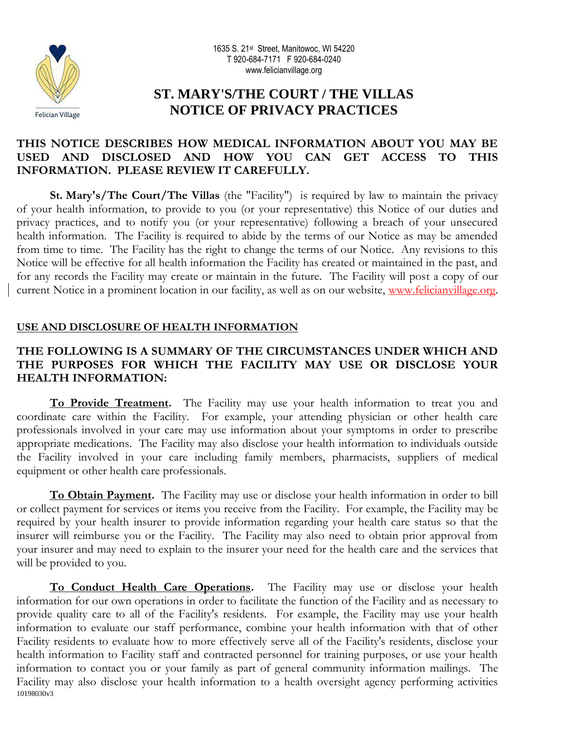Felician Village

1635 S. 21st Street, Manitowoc, WI 54220
T 920-684-7171 F 920-684-0240
www.felicianvillage.org

# ST. MARY'S/THE COURT / THE VILLAS
# NOTICE OF PRIVACY PRACTICES

**THIS NOTICE DESCRIBES HOW MEDICAL INFORMATION ABOUT YOU MAY BE USED AND DISCLOSED AND HOW YOU CAN GET ACCESS TO THIS INFORMATION. PLEASE REVIEW IT CAREFULLY.**

**St. Mary's/The Court/The Villas** (the "Facility") is required by law to maintain the privacy of your health information, to provide to you (or your representative) this Notice of our duties and privacy practices, and to notify you (or your representative) following a breach of your unsecured health information. The Facility is required to abide by the terms of our Notice as may be amended from time to time. The Facility has the right to change the terms of our Notice. Any revisions to this Notice will be effective for all health information the Facility has created or maintained in the past, and for any records the Facility may create or maintain in the future. The Facility will post a copy of our current Notice in a prominent location in our facility, as well as on our website, www.felicianvillage.org.

## USE AND DISCLOSURE OF HEALTH INFORMATION

**THE FOLLOWING IS A SUMMARY OF THE CIRCUMSTANCES UNDER WHICH AND THE PURPOSES FOR WHICH THE FACILITY MAY USE OR DISCLOSE YOUR HEALTH INFORMATION:**

**To Provide Treatment.** The Facility may use your health information to treat you and coordinate care within the Facility. For example, your attending physician or other health care professionals involved in your care may use information about your symptoms in order to prescribe appropriate medications. The Facility may also disclose your health information to individuals outside the Facility involved in your care including family members, pharmacists, suppliers of medical equipment or other health care professionals.

**To Obtain Payment.** The Facility may use or disclose your health information in order to bill or collect payment for services or items you receive from the Facility. For example, the Facility may be required by your health insurer to provide information regarding your health care status so that the insurer will reimburse you or the Facility. The Facility may also need to obtain prior approval from your insurer and may need to explain to the insurer your need for the health care and the services that will be provided to you.

**To Conduct Health Care Operations.** The Facility may use or disclose your health information for our own operations in order to facilitate the function of the Facility and as necessary to provide quality care to all of the Facility's residents. For example, the Facility may use your health information to evaluate our staff performance, combine your health information with that of other Facility residents to evaluate how to more effectively serve all of the Facility's residents, disclose your health information to Facility staff and contracted personnel for training purposes, or use your health information to contact you or your family as part of general community information mailings. The Facility may also disclose your health information to a health oversight agency performing activities

10198030v3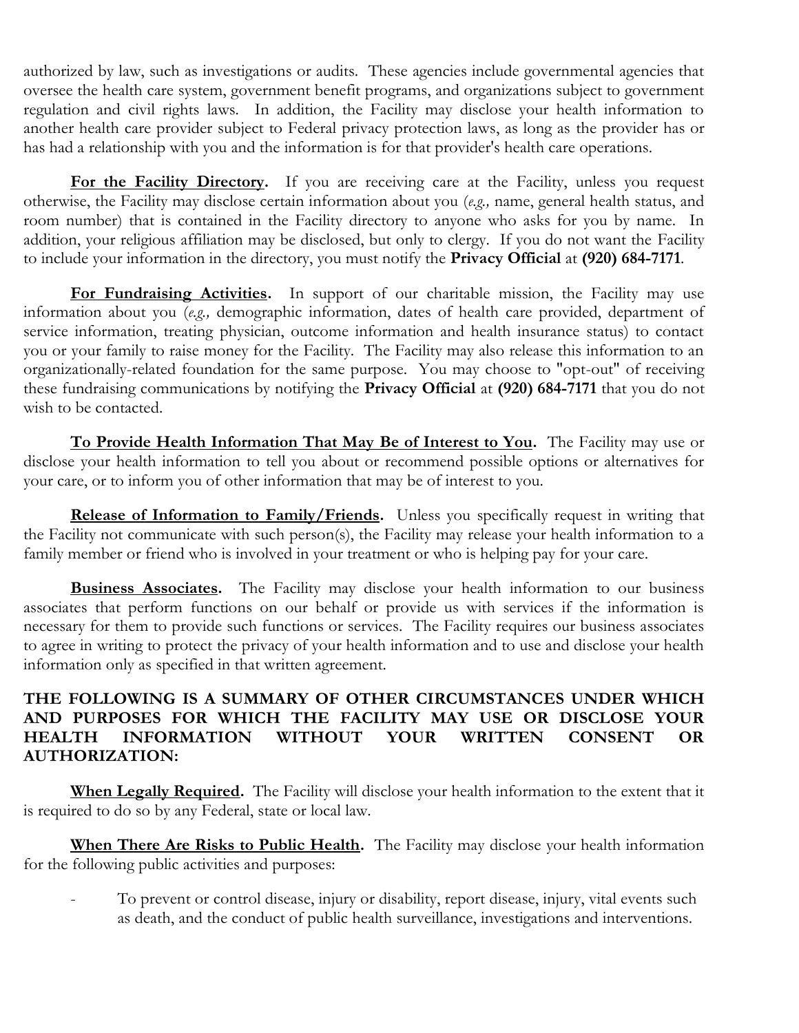authorized by law, such as investigations or audits. These agencies include governmental agencies that oversee the health care system, government benefit programs, and organizations subject to government regulation and civil rights laws. In addition, the Facility may disclose your health information to another health care provider subject to Federal privacy protection laws, as long as the provider has or has had a relationship with you and the information is for that provider's health care operations.

**For the Facility Directory.** If you are receiving care at the Facility, unless you request otherwise, the Facility may disclose certain information about you (*e.g.,* name, general health status, and room number) that is contained in the Facility directory to anyone who asks for you by name. In addition, your religious affiliation may be disclosed, but only to clergy. If you do not want the Facility to include your information in the directory, you must notify the **Privacy Official** at **(920) 684-7171**.

**For Fundraising Activities.** In support of our charitable mission, the Facility may use information about you (*e.g.,* demographic information, dates of health care provided, department of service information, treating physician, outcome information and health insurance status) to contact you or your family to raise money for the Facility. The Facility may also release this information to an organizationally-related foundation for the same purpose. You may choose to "opt-out" of receiving these fundraising communications by notifying the **Privacy Official** at **(920) 684-7171** that you do not wish to be contacted.

**To Provide Health Information That May Be of Interest to You.** The Facility may use or disclose your health information to tell you about or recommend possible options or alternatives for your care, or to inform you of other information that may be of interest to you.

**Release of Information to Family/Friends.** Unless you specifically request in writing that the Facility not communicate with such person(s), the Facility may release your health information to a family member or friend who is involved in your treatment or who is helping pay for your care.

**Business Associates.** The Facility may disclose your health information to our business associates that perform functions on our behalf or provide us with services if the information is necessary for them to provide such functions or services. The Facility requires our business associates to agree in writing to protect the privacy of your health information and to use and disclose your health information only as specified in that written agreement.

**THE FOLLOWING IS A SUMMARY OF OTHER CIRCUMSTANCES UNDER WHICH AND PURPOSES FOR WHICH THE FACILITY MAY USE OR DISCLOSE YOUR HEALTH INFORMATION WITHOUT YOUR WRITTEN CONSENT OR AUTHORIZATION:**

**When Legally Required.** The Facility will disclose your health information to the extent that it is required to do so by any Federal, state or local law.

**When There Are Risks to Public Health.** The Facility may disclose your health information for the following public activities and purposes:

- To prevent or control disease, injury or disability, report disease, injury, vital events such as death, and the conduct of public health surveillance, investigations and interventions.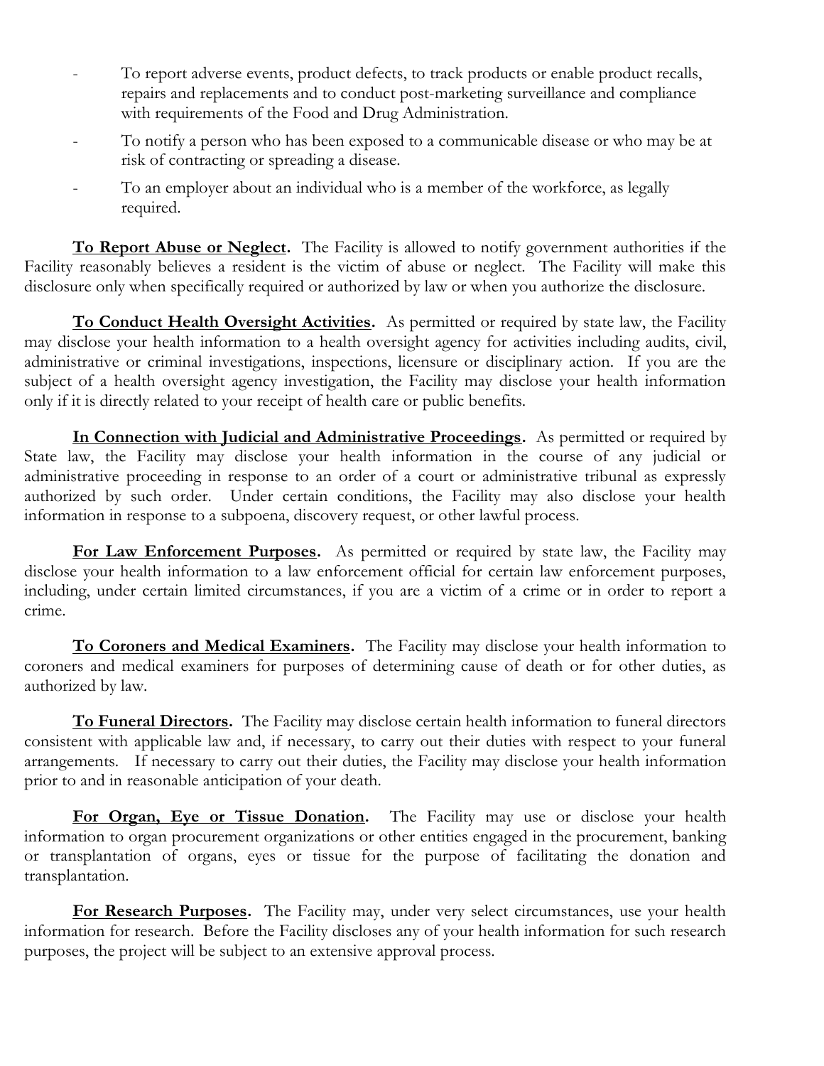- To report adverse events, product defects, to track products or enable product recalls, repairs and replacements and to conduct post-marketing surveillance and compliance with requirements of the Food and Drug Administration.
- To notify a person who has been exposed to a communicable disease or who may be at risk of contracting or spreading a disease.
- To an employer about an individual who is a member of the workforce, as legally required.

**To Report Abuse or Neglect.** The Facility is allowed to notify government authorities if the Facility reasonably believes a resident is the victim of abuse or neglect. The Facility will make this disclosure only when specifically required or authorized by law or when you authorize the disclosure.

**To Conduct Health Oversight Activities.** As permitted or required by state law, the Facility may disclose your health information to a health oversight agency for activities including audits, civil, administrative or criminal investigations, inspections, licensure or disciplinary action. If you are the subject of a health oversight agency investigation, the Facility may disclose your health information only if it is directly related to your receipt of health care or public benefits.

**In Connection with Judicial and Administrative Proceedings.** As permitted or required by State law, the Facility may disclose your health information in the course of any judicial or administrative proceeding in response to an order of a court or administrative tribunal as expressly authorized by such order. Under certain conditions, the Facility may also disclose your health information in response to a subpoena, discovery request, or other lawful process.

**For Law Enforcement Purposes.** As permitted or required by state law, the Facility may disclose your health information to a law enforcement official for certain law enforcement purposes, including, under certain limited circumstances, if you are a victim of a crime or in order to report a crime.

**To Coroners and Medical Examiners.** The Facility may disclose your health information to coroners and medical examiners for purposes of determining cause of death or for other duties, as authorized by law.

**To Funeral Directors.** The Facility may disclose certain health information to funeral directors consistent with applicable law and, if necessary, to carry out their duties with respect to your funeral arrangements. If necessary to carry out their duties, the Facility may disclose your health information prior to and in reasonable anticipation of your death.

**For Organ, Eye or Tissue Donation.** The Facility may use or disclose your health information to organ procurement organizations or other entities engaged in the procurement, banking or transplantation of organs, eyes or tissue for the purpose of facilitating the donation and transplantation.

**For Research Purposes.** The Facility may, under very select circumstances, use your health information for research. Before the Facility discloses any of your health information for such research purposes, the project will be subject to an extensive approval process.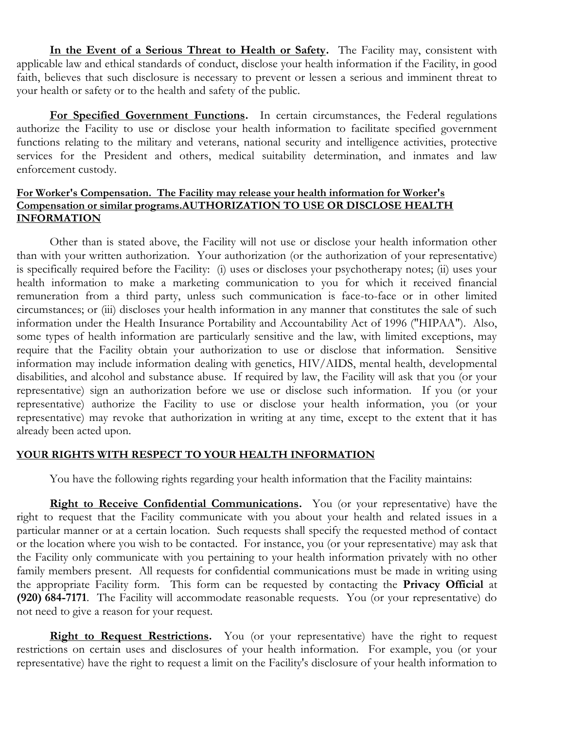**In the Event of a Serious Threat to Health or Safety.** The Facility may, consistent with applicable law and ethical standards of conduct, disclose your health information if the Facility, in good faith, believes that such disclosure is necessary to prevent or lessen a serious and imminent threat to your health or safety or to the health and safety of the public.

**For Specified Government Functions.** In certain circumstances, the Federal regulations authorize the Facility to use or disclose your health information to facilitate specified government functions relating to the military and veterans, national security and intelligence activities, protective services for the President and others, medical suitability determination, and inmates and law enforcement custody.

**For Worker's Compensation. The Facility may release your health information for Worker's Compensation or similar programs.AUTHORIZATION TO USE OR DISCLOSE HEALTH INFORMATION**

Other than is stated above, the Facility will not use or disclose your health information other than with your written authorization. Your authorization (or the authorization of your representative) is specifically required before the Facility: (i) uses or discloses your psychotherapy notes; (ii) uses your health information to make a marketing communication to you for which it received financial remuneration from a third party, unless such communication is face-to-face or in other limited circumstances; or (iii) discloses your health information in any manner that constitutes the sale of such information under the Health Insurance Portability and Accountability Act of 1996 ("HIPAA"). Also, some types of health information are particularly sensitive and the law, with limited exceptions, may require that the Facility obtain your authorization to use or disclose that information. Sensitive information may include information dealing with genetics, HIV/AIDS, mental health, developmental disabilities, and alcohol and substance abuse. If required by law, the Facility will ask that you (or your representative) sign an authorization before we use or disclose such information. If you (or your representative) authorize the Facility to use or disclose your health information, you (or your representative) may revoke that authorization in writing at any time, except to the extent that it has already been acted upon.

## YOUR RIGHTS WITH RESPECT TO YOUR HEALTH INFORMATION

You have the following rights regarding your health information that the Facility maintains:

**Right to Receive Confidential Communications.** You (or your representative) have the right to request that the Facility communicate with you about your health and related issues in a particular manner or at a certain location. Such requests shall specify the requested method of contact or the location where you wish to be contacted. For instance, you (or your representative) may ask that the Facility only communicate with you pertaining to your health information privately with no other family members present. All requests for confidential communications must be made in writing using the appropriate Facility form. This form can be requested by contacting the **Privacy Official** at **(920) 684-7171**. The Facility will accommodate reasonable requests. You (or your representative) do not need to give a reason for your request.

**Right to Request Restrictions.** You (or your representative) have the right to request restrictions on certain uses and disclosures of your health information. For example, you (or your representative) have the right to request a limit on the Facility's disclosure of your health information to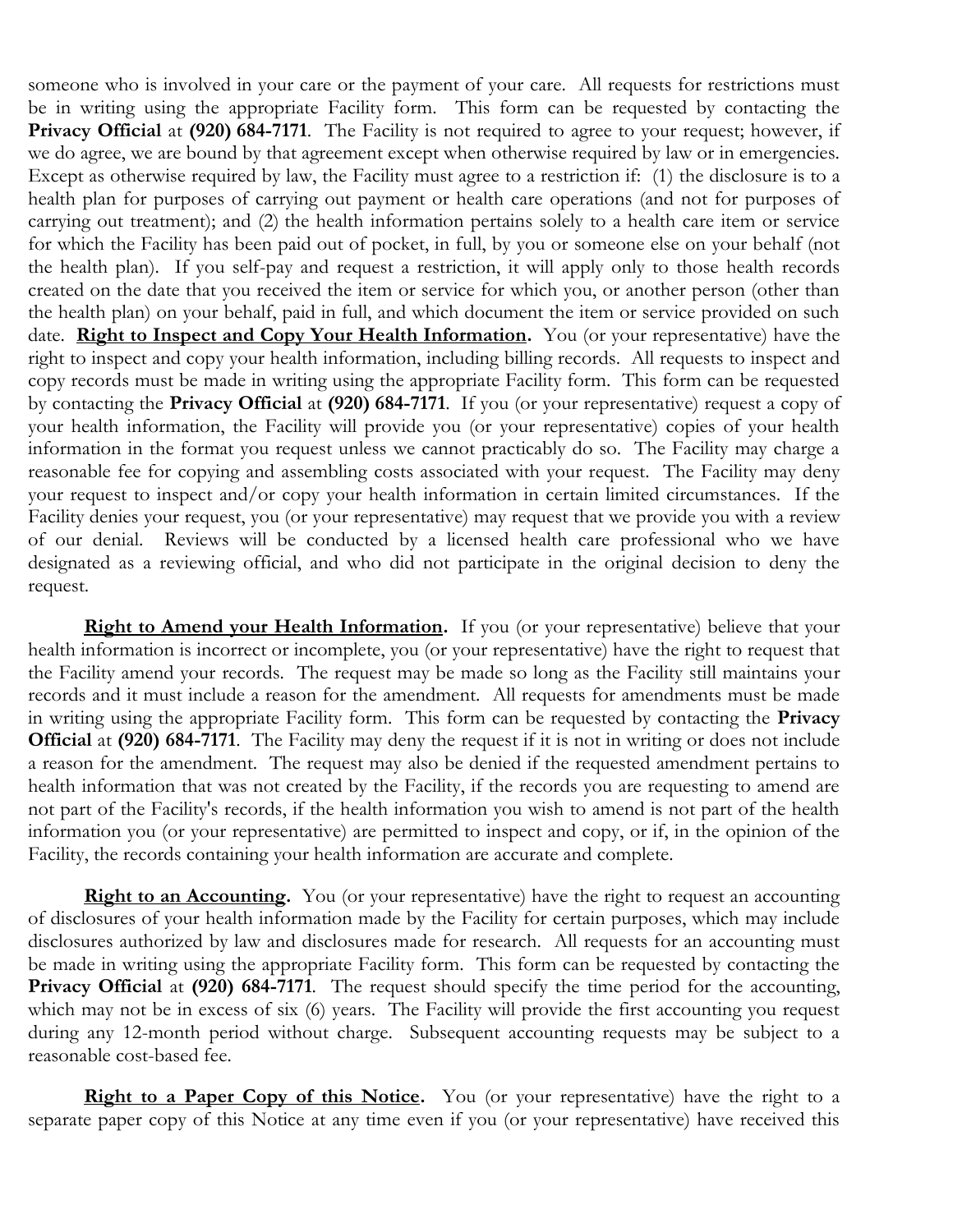someone who is involved in your care or the payment of your care. All requests for restrictions must be in writing using the appropriate Facility form. This form can be requested by contacting the **Privacy Official** at **(920) 684-7171**. The Facility is not required to agree to your request; however, if we do agree, we are bound by that agreement except when otherwise required by law or in emergencies. Except as otherwise required by law, the Facility must agree to a restriction if: (1) the disclosure is to a health plan for purposes of carrying out payment or health care operations (and not for purposes of carrying out treatment); and (2) the health information pertains solely to a health care item or service for which the Facility has been paid out of pocket, in full, by you or someone else on your behalf (not the health plan). If you self-pay and request a restriction, it will apply only to those health records created on the date that you received the item or service for which you, or another person (other than the health plan) on your behalf, paid in full, and which document the item or service provided on such date. **Right to Inspect and Copy Your Health Information.** You (or your representative) have the right to inspect and copy your health information, including billing records. All requests to inspect and copy records must be made in writing using the appropriate Facility form. This form can be requested by contacting the **Privacy Official** at **(920) 684-7171**. If you (or your representative) request a copy of your health information, the Facility will provide you (or your representative) copies of your health information in the format you request unless we cannot practicably do so. The Facility may charge a reasonable fee for copying and assembling costs associated with your request. The Facility may deny your request to inspect and/or copy your health information in certain limited circumstances. If the Facility denies your request, you (or your representative) may request that we provide you with a review of our denial. Reviews will be conducted by a licensed health care professional who we have designated as a reviewing official, and who did not participate in the original decision to deny the request.

**Right to Amend your Health Information.** If you (or your representative) believe that your health information is incorrect or incomplete, you (or your representative) have the right to request that the Facility amend your records. The request may be made so long as the Facility still maintains your records and it must include a reason for the amendment. All requests for amendments must be made in writing using the appropriate Facility form. This form can be requested by contacting the **Privacy Official** at **(920) 684-7171**. The Facility may deny the request if it is not in writing or does not include a reason for the amendment. The request may also be denied if the requested amendment pertains to health information that was not created by the Facility, if the records you are requesting to amend are not part of the Facility's records, if the health information you wish to amend is not part of the health information you (or your representative) are permitted to inspect and copy, or if, in the opinion of the Facility, the records containing your health information are accurate and complete.

**Right to an Accounting.** You (or your representative) have the right to request an accounting of disclosures of your health information made by the Facility for certain purposes, which may include disclosures authorized by law and disclosures made for research. All requests for an accounting must be made in writing using the appropriate Facility form. This form can be requested by contacting the **Privacy Official** at **(920) 684-7171**. The request should specify the time period for the accounting, which may not be in excess of six (6) years. The Facility will provide the first accounting you request during any 12-month period without charge. Subsequent accounting requests may be subject to a reasonable cost-based fee.

**Right to a Paper Copy of this Notice.** You (or your representative) have the right to a separate paper copy of this Notice at any time even if you (or your representative) have received this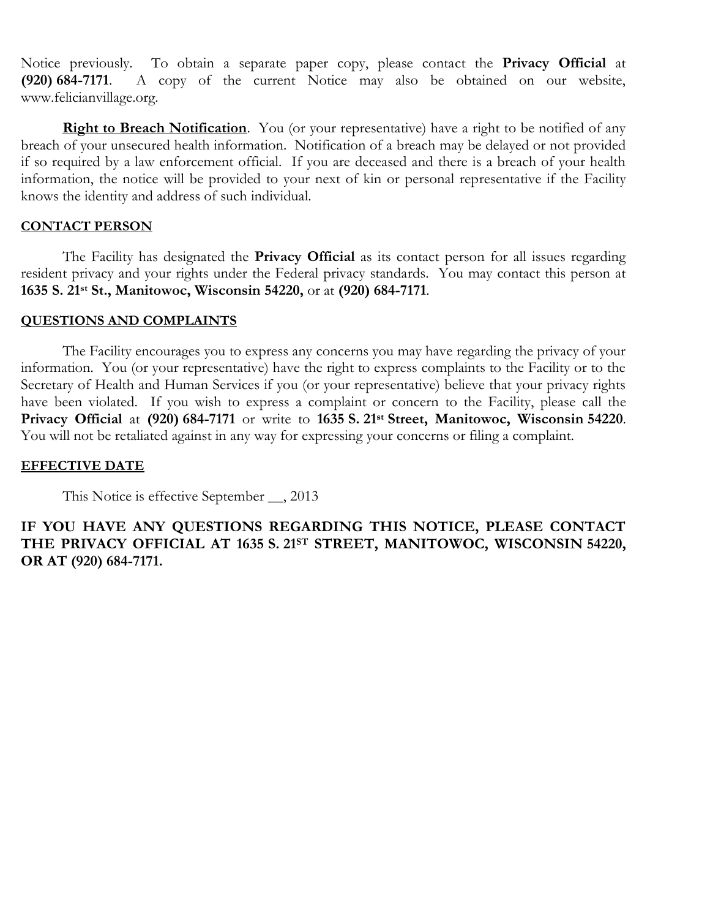Notice previously. To obtain a separate paper copy, please contact the **Privacy Official** at **(920) 684-7171**. A copy of the current Notice may also be obtained on our website, www.felicianvillage.org.

**Right to Breach Notification**. You (or your representative) have a right to be notified of any breach of your unsecured health information. Notification of a breach may be delayed or not provided if so required by a law enforcement official. If you are deceased and there is a breach of your health information, the notice will be provided to your next of kin or personal representative if the Facility knows the identity and address of such individual.

## CONTACT PERSON

The Facility has designated the **Privacy Official** as its contact person for all issues regarding resident privacy and your rights under the Federal privacy standards. You may contact this person at **1635 S. 21st St., Manitowoc, Wisconsin 54220,** or at **(920) 684-7171**.

## QUESTIONS AND COMPLAINTS

The Facility encourages you to express any concerns you may have regarding the privacy of your information. You (or your representative) have the right to express complaints to the Facility or to the Secretary of Health and Human Services if you (or your representative) believe that your privacy rights have been violated. If you wish to express a complaint or concern to the Facility, please call the **Privacy Official** at **(920) 684-7171** or write to **1635 S. 21st Street, Manitowoc, Wisconsin 54220**. You will not be retaliated against in any way for expressing your concerns or filing a complaint.

## EFFECTIVE DATE

This Notice is effective September __, 2013

**IF YOU HAVE ANY QUESTIONS REGARDING THIS NOTICE, PLEASE CONTACT THE PRIVACY OFFICIAL AT 1635 S. 21ST STREET, MANITOWOC, WISCONSIN 54220, OR AT (920) 684-7171.**